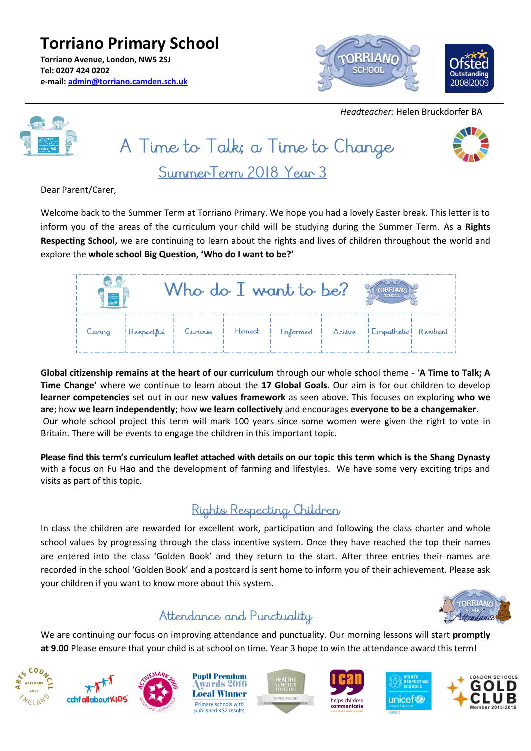# Torriano Primary School

**Torriano Avenue, London, NW5 2SJ**
**Tel: 0207 424 0202**
**e-mail: admin@torriano.camden.sch.uk**

*Headteacher:* Helen Bruckdorfer BA

## A Time to Talk; a Time to Change

### SummerTerm 2018 Year 3

Dear Parent/Carer,

Welcome back to the Summer Term at Torriano Primary. We hope you had a lovely Easter break. This letter is to inform you of the areas of the curriculum your child will be studying during the Summer Term. As a **Rights Respecting School,** we are continuing to learn about the rights and lives of children throughout the world and explore the **whole school Big Question, 'Who do I want to be?'**

| Who do I want to be? | | | | | | | |
|---|---|---|---|---|---|---|---|
| Caring | Respectful | Curious | Honest | Informed | Active | Empathetic | Resilient |

**Global citizenship remains at the heart of our curriculum** through our whole school theme - '**A Time to Talk; A Time Change'** where we continue to learn about the **17 Global Goals**. Our aim is for our children to develop **learner competencies** set out in our new **values framework** as seen above. This focuses on exploring **who we are**; how **we learn independently**; how **we learn collectively** and encourages **everyone to be a changemaker**.
Our whole school project this term will mark 100 years since some women were given the right to vote in Britain. There will be events to engage the children in this important topic.

**Please find this term's curriculum leaflet attached with details on our topic this term which is the Shang Dynasty** with a focus on Fu Hao and the development of farming and lifestyles. We have some very exciting trips and visits as part of this topic.

## Rights Respecting Children

In class the children are rewarded for excellent work, participation and following the class charter and whole school values by progressing through the class incentive system. Once they have reached the top their names are entered into the class 'Golden Book' and they return to the start. After three entries their names are recorded in the school 'Golden Book' and a postcard is sent home to inform you of their achievement. Please ask your children if you want to know more about this system.

## Attendance and Punctuality

We are continuing our focus on improving attendance and punctuality. Our morning lessons will start **promptly at 9.00** Please ensure that your child is at school on time. Year 3 hope to win the attendance award this term!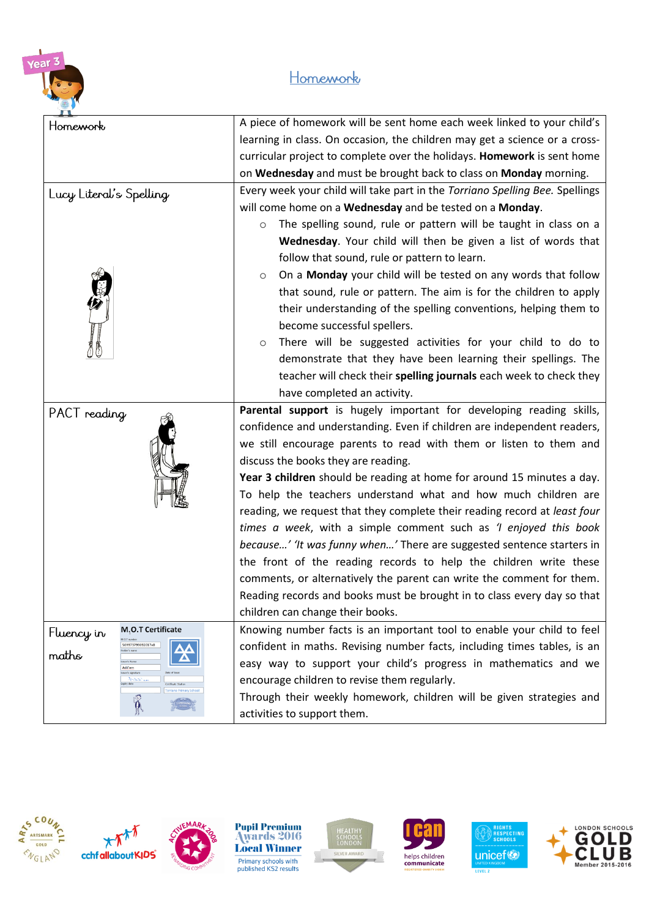# Homework

| Homework | A piece of homework will be sent home each week linked to your child's learning in class. On occasion, the children may get a science or a cross-curricular project to complete over the holidays. **Homework** is sent home on **Wednesday** and must be brought back to class on **Monday** morning. |
|---|---|
| Lucy Literal's Spelling | Every week your child will take part in the *Torriano Spelling Bee.* Spellings will come home on a **Wednesday** and be tested on a **Monday**.<br>○ The spelling sound, rule or pattern will be taught in class on a **Wednesday**. Your child will then be given a list of words that follow that sound, rule or pattern to learn.<br>○ On a **Monday** your child will be tested on any words that follow that sound, rule or pattern. The aim is for the children to apply their understanding of the spelling conventions, helping them to become successful spellers.<br>○ There will be suggested activities for your child to do to demonstrate that they have been learning their spellings. The teacher will check their **spelling journals** each week to check they have completed an activity. |
| PACT reading | **Parental support** is hugely important for developing reading skills, confidence and understanding. Even if children are independent readers, we still encourage parents to read with them or listen to them and discuss the books they are reading.<br>**Year 3 children** should be reading at home for around 15 minutes a day. To help the teachers understand what and how much children are reading, we request that they complete their reading record at *least four times a week*, with a simple comment such as *'I enjoyed this book because…' 'It was funny when…'* There are suggested sentence starters in the front of the reading records to help the children write these comments, or alternatively the parent can write the comment for them. Reading records and books must be brought in to class every day so that children can change their books. |
| Fluency in maths<br>M.O.T Certificate | Knowing number facts is an important tool to enable your child to feel confident in maths. Revising number facts, including times tables, is an easy way to support your child's progress in mathematics and we encourage children to revise them regularly.<br>Through their weekly homework, children will be given strategies and activities to support them. |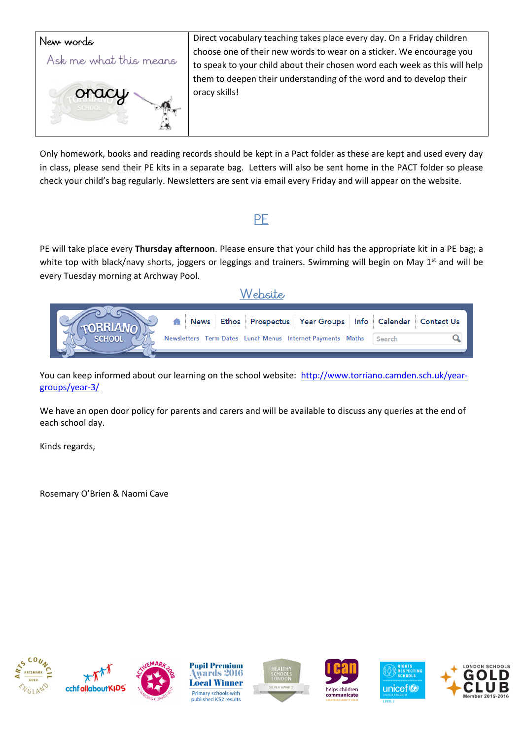| | |
|---|---|
| New words<br>Ask me what this means<br>oracy | Direct vocabulary teaching takes place every day. On a Friday children choose one of their new words to wear on a sticker. We encourage you to speak to your child about their chosen word each week as this will help them to deepen their understanding of the word and to develop their oracy skills! |

Only homework, books and reading records should be kept in a Pact folder as these are kept and used every day in class, please send their PE kits in a separate bag. Letters will also be sent home in the PACT folder so please check your child's bag regularly. Newsletters are sent via email every Friday and will appear on the website.

## PE

PE will take place every **Thursday afternoon**. Please ensure that your child has the appropriate kit in a PE bag; a white top with black/navy shorts, joggers or leggings and trainers. Swimming will begin on May 1st and will be every Tuesday morning at Archway Pool.

## Website

You can keep informed about our learning on the school website: http://www.torriano.camden.sch.uk/year-groups/year-3/

We have an open door policy for parents and carers and will be available to discuss any queries at the end of each school day.

Kinds regards,

Rosemary O'Brien & Naomi Cave